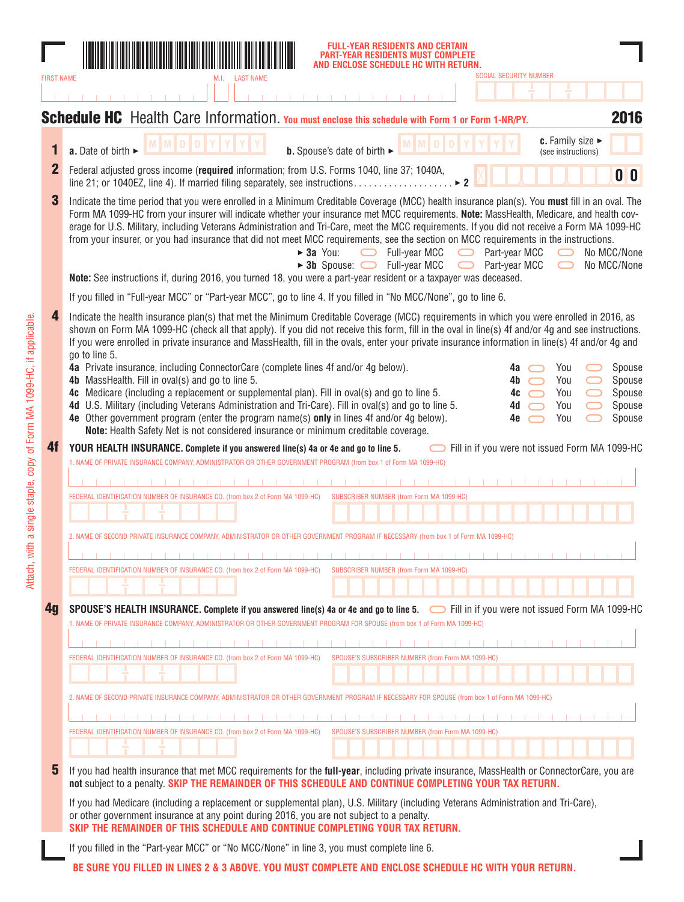FULL-YEAR RESIDENTS AND CERTAIN PART-YEAR RESIDENTS MUST COMPLETE AND ENCLOSE SCHEDULE HC WITH RETURN.

FIRST NAME | M.I. | LAST NAME | SOCIAL SECURITY NUMBER

# Schedule HC Health Care Information. You must enclose this schedule with Form 1 or Form 1-NR/PY. 2016

**1** **a.** Date of birth ► M M D D Y Y Y Y **b.** Spouse's date of birth ► M M D D Y Y Y Y **c.** Family size ► (see instructions)

**2** Federal adjusted gross income (**required** information; from U.S. Forms 1040, line 37; 1040A, line 21; or 1040EZ, line 4). If married filing separately, see instructions. . . . . . . . . . . . . . . . . . . . ► 2 ___ 0 0

**3** Indicate the time period that you were enrolled in a Minimum Creditable Coverage (MCC) health insurance plan(s). You **must** fill in an oval. The Form MA 1099-HC from your insurer will indicate whether your insurance met MCC requirements. **Note:** MassHealth, Medicare, and health coverage for U.S. Military, including Veterans Administration and Tri-Care, meet the MCC requirements. If you did not receive a Form MA 1099-HC from your insurer, or you had insurance that did not meet MCC requirements, see the section on MCC requirements in the instructions.

► **3a** You: ○ Full-year MCC ○ Part-year MCC ○ No MCC/None

► **3b** Spouse: ○ Full-year MCC ○ Part-year MCC ○ No MCC/None

**Note:** See instructions if, during 2016, you turned 18, you were a part-year resident or a taxpayer was deceased.

If you filled in "Full-year MCC" or "Part-year MCC", go to line 4. If you filled in "No MCC/None", go to line 6.

**4** Indicate the health insurance plan(s) that met the Minimum Creditable Coverage (MCC) requirements in which you were enrolled in 2016, as shown on Form MA 1099-HC (check all that apply). If you did not receive this form, fill in the oval in line(s) 4f and/or 4g and see instructions. If you were enrolled in private insurance and MassHealth, fill in the ovals, enter your private insurance information in line(s) 4f and/or 4g and go to line 5.

**4a** Private insurance, including ConnectorCare (complete lines 4f and/or 4g below). **4a** ○ You ○ Spouse

**4b** MassHealth. Fill in oval(s) and go to line 5. **4b** ○ You ○ Spouse

**4c** Medicare (including a replacement or supplemental plan). Fill in oval(s) and go to line 5. **4c** ○ You ○ Spouse

**4d** U.S. Military (including Veterans Administration and Tri-Care). Fill in oval(s) and go to line 5. **4d** ○ You ○ Spouse

**4e** Other government program (enter the program name(s) **only** in lines 4f and/or 4g below). **4e** ○ You ○ Spouse

**Note:** Health Safety Net is not considered insurance or minimum creditable coverage.

**4f YOUR HEALTH INSURANCE. Complete if you answered line(s) 4a or 4e and go to line 5.** ○ Fill in if you were not issued Form MA 1099-HC

1. NAME OF PRIVATE INSURANCE COMPANY, ADMINISTRATOR OR OTHER GOVERNMENT PROGRAM (from box 1 of Form MA 1099-HC)

FEDERAL IDENTIFICATION NUMBER OF INSURANCE CO. (from box 2 of Form MA 1099-HC) | SUBSCRIBER NUMBER (from Form MA 1099-HC)

2. NAME OF SECOND PRIVATE INSURANCE COMPANY, ADMINISTRATOR OR OTHER GOVERNMENT PROGRAM IF NECESSARY (from box 1 of Form MA 1099-HC)

FEDERAL IDENTIFICATION NUMBER OF INSURANCE CO. (from box 2 of Form MA 1099-HC) | SUBSCRIBER NUMBER (from Form MA 1099-HC)

**4g SPOUSE'S HEALTH INSURANCE. Complete if you answered line(s) 4a or 4e and go to line 5.** ○ Fill in if you were not issued Form MA 1099-HC

1. NAME OF PRIVATE INSURANCE COMPANY, ADMINISTRATOR OR OTHER GOVERNMENT PROGRAM FOR SPOUSE (from box 1 of Form MA 1099-HC)

FEDERAL IDENTIFICATION NUMBER OF INSURANCE CO. (from box 2 of Form MA 1099-HC) | SPOUSE'S SUBSCRIBER NUMBER (from Form MA 1099-HC)

2. NAME OF SECOND PRIVATE INSURANCE COMPANY, ADMINISTRATOR OR OTHER GOVERNMENT PROGRAM IF NECESSARY FOR SPOUSE (from box 1 of Form MA 1099-HC)

FEDERAL IDENTIFICATION NUMBER OF INSURANCE CO. (from box 2 of Form MA 1099-HC) | SPOUSE'S SUBSCRIBER NUMBER (from Form MA 1099-HC)

**5** If you had health insurance that met MCC requirements for the **full-year**, including private insurance, MassHealth or ConnectorCare, you are **not** subject to a penalty. **SKIP THE REMAINDER OF THIS SCHEDULE AND CONTINUE COMPLETING YOUR TAX RETURN.**

If you had Medicare (including a replacement or supplemental plan), U.S. Military (including Veterans Administration and Tri-Care), or other government insurance at any point during 2016, you are not subject to a penalty. **SKIP THE REMAINDER OF THIS SCHEDULE AND CONTINUE COMPLETING YOUR TAX RETURN.**

If you filled in the "Part-year MCC" or "No MCC/None" in line 3, you must complete line 6.

**BE SURE YOU FILLED IN LINES 2 & 3 ABOVE. YOU MUST COMPLETE AND ENCLOSE SCHEDULE HC WITH YOUR RETURN.**

Attach, with a single staple, copy of Form MA 1099-HC, if applicable.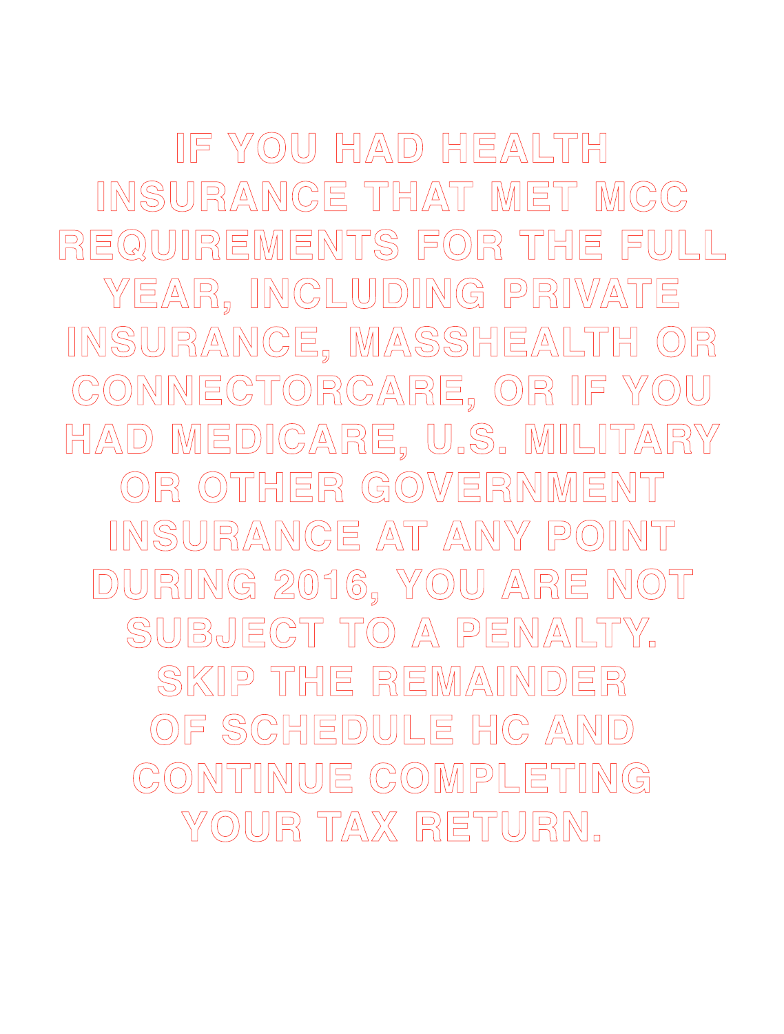IF YOU HAD HEALTH INSURANCE THAT MET MCC REQUIREMENTS FOR THE FULL YEAR, INCLUDING PRIVATE INSURANCE, MASSHEALTH OR CONNECTORCARE, OR IF YOU HAD MEDICARE, U.S. MILITARY OR OTHER GOVERNMENT INSURANCE AT ANY POINT DURING 2016, YOU ARE NOT SUBJECT TO A PENALTY. SKIP THE REMAINDER OF SCHEDULE HC AND CONTINUE COMPLETING YOUR TAX RETURN.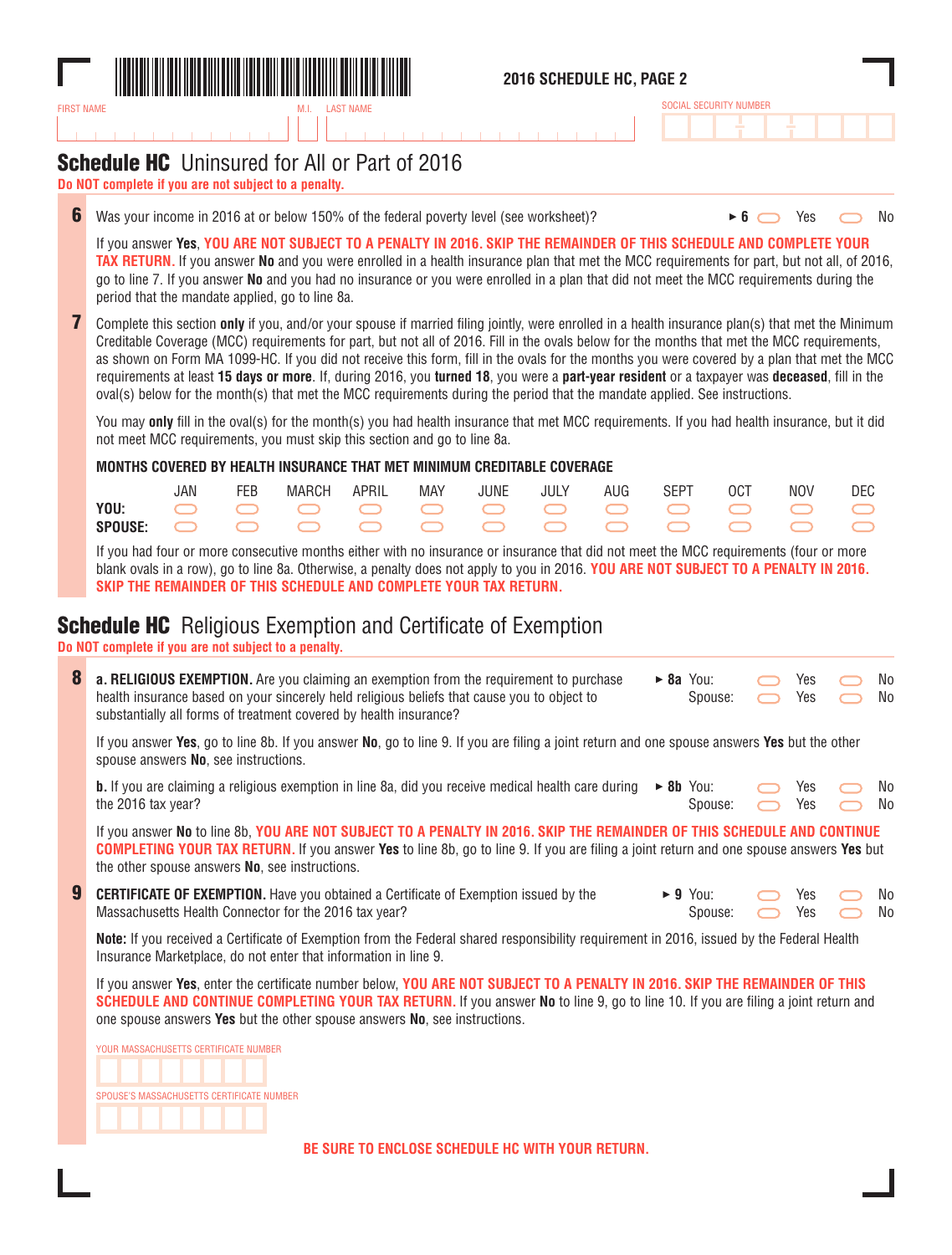2016 SCHEDULE HC, PAGE 2

FIRST NAME | M.I. | LAST NAME | SOCIAL SECURITY NUMBER

## Schedule HC Uninsured for All or Part of 2016

**Do NOT complete if you are not subject to a penalty.**

**6** Was your income in 2016 at or below 150% of the federal poverty level (see worksheet)? ► **6** ⬭ Yes ⬭ No

If you answer **Yes**, **YOU ARE NOT SUBJECT TO A PENALTY IN 2016. SKIP THE REMAINDER OF THIS SCHEDULE AND COMPLETE YOUR TAX RETURN.** If you answer **No** and you were enrolled in a health insurance plan that met the MCC requirements for part, but not all, of 2016, go to line 7. If you answer **No** and you had no insurance or you were enrolled in a plan that did not meet the MCC requirements during the period that the mandate applied, go to line 8a.

**7** Complete this section **only** if you, and/or your spouse if married filing jointly, were enrolled in a health insurance plan(s) that met the Minimum Creditable Coverage (MCC) requirements for part, but not all of 2016. Fill in the ovals below for the months that met the MCC requirements, as shown on Form MA 1099-HC. If you did not receive this form, fill in the ovals for the months you were covered by a plan that met the MCC requirements at least **15 days or more**. If, during 2016, you **turned 18**, you were a **part-year resident** or a taxpayer was **deceased**, fill in the oval(s) below for the month(s) that met the MCC requirements during the period that the mandate applied. See instructions.

You may **only** fill in the oval(s) for the month(s) you had health insurance that met MCC requirements. If you had health insurance, but it did not meet MCC requirements, you must skip this section and go to line 8a.

**MONTHS COVERED BY HEALTH INSURANCE THAT MET MINIMUM CREDITABLE COVERAGE**

| | JAN | FEB | MARCH | APRIL | MAY | JUNE | JULY | AUG | SEPT | OCT | NOV | DEC |
|---|---|---|---|---|---|---|---|---|---|---|---|---|
| **YOU:** | ⬭ | ⬭ | ⬭ | ⬭ | ⬭ | ⬭ | ⬭ | ⬭ | ⬭ | ⬭ | ⬭ | ⬭ |
| **SPOUSE:** | ⬭ | ⬭ | ⬭ | ⬭ | ⬭ | ⬭ | ⬭ | ⬭ | ⬭ | ⬭ | ⬭ | ⬭ |

If you had four or more consecutive months either with no insurance or insurance that did not meet the MCC requirements (four or more blank ovals in a row), go to line 8a. Otherwise, a penalty does not apply to you in 2016. **YOU ARE NOT SUBJECT TO A PENALTY IN 2016. SKIP THE REMAINDER OF THIS SCHEDULE AND COMPLETE YOUR TAX RETURN.**

## Schedule HC Religious Exemption and Certificate of Exemption

**Do NOT complete if you are not subject to a penalty.**

**8** **a. RELIGIOUS EXEMPTION.** Are you claiming an exemption from the requirement to purchase health insurance based on your sincerely held religious beliefs that cause you to object to substantially all forms of treatment covered by health insurance? ► **8a** You: ⬭ Yes ⬭ No Spouse: ⬭ Yes ⬭ No

If you answer **Yes**, go to line 8b. If you answer **No**, go to line 9. If you are filing a joint return and one spouse answers **Yes** but the other spouse answers **No**, see instructions.

**b.** If you are claiming a religious exemption in line 8a, did you receive medical health care during the 2016 tax year? ► **8b** You: ⬭ Yes ⬭ No Spouse: ⬭ Yes ⬭ No

If you answer **No** to line 8b, **YOU ARE NOT SUBJECT TO A PENALTY IN 2016. SKIP THE REMAINDER OF THIS SCHEDULE AND CONTINUE COMPLETING YOUR TAX RETURN.** If you answer **Yes** to line 8b, go to line 9. If you are filing a joint return and one spouse answers **Yes** but the other spouse answers **No**, see instructions.

**9** **CERTIFICATE OF EXEMPTION.** Have you obtained a Certificate of Exemption issued by the Massachusetts Health Connector for the 2016 tax year? ► **9** You: ⬭ Yes ⬭ No Spouse: ⬭ Yes ⬭ No

**Note:** If you received a Certificate of Exemption from the Federal shared responsibility requirement in 2016, issued by the Federal Health Insurance Marketplace, do not enter that information in line 9.

If you answer **Yes**, enter the certificate number below, **YOU ARE NOT SUBJECT TO A PENALTY IN 2016. SKIP THE REMAINDER OF THIS SCHEDULE AND CONTINUE COMPLETING YOUR TAX RETURN.** If you answer **No** to line 9, go to line 10. If you are filing a joint return and one spouse answers **Yes** but the other spouse answers **No**, see instructions.

YOUR MASSACHUSETTS CERTIFICATE NUMBER

SPOUSE'S MASSACHUSETTS CERTIFICATE NUMBER

**BE SURE TO ENCLOSE SCHEDULE HC WITH YOUR RETURN.**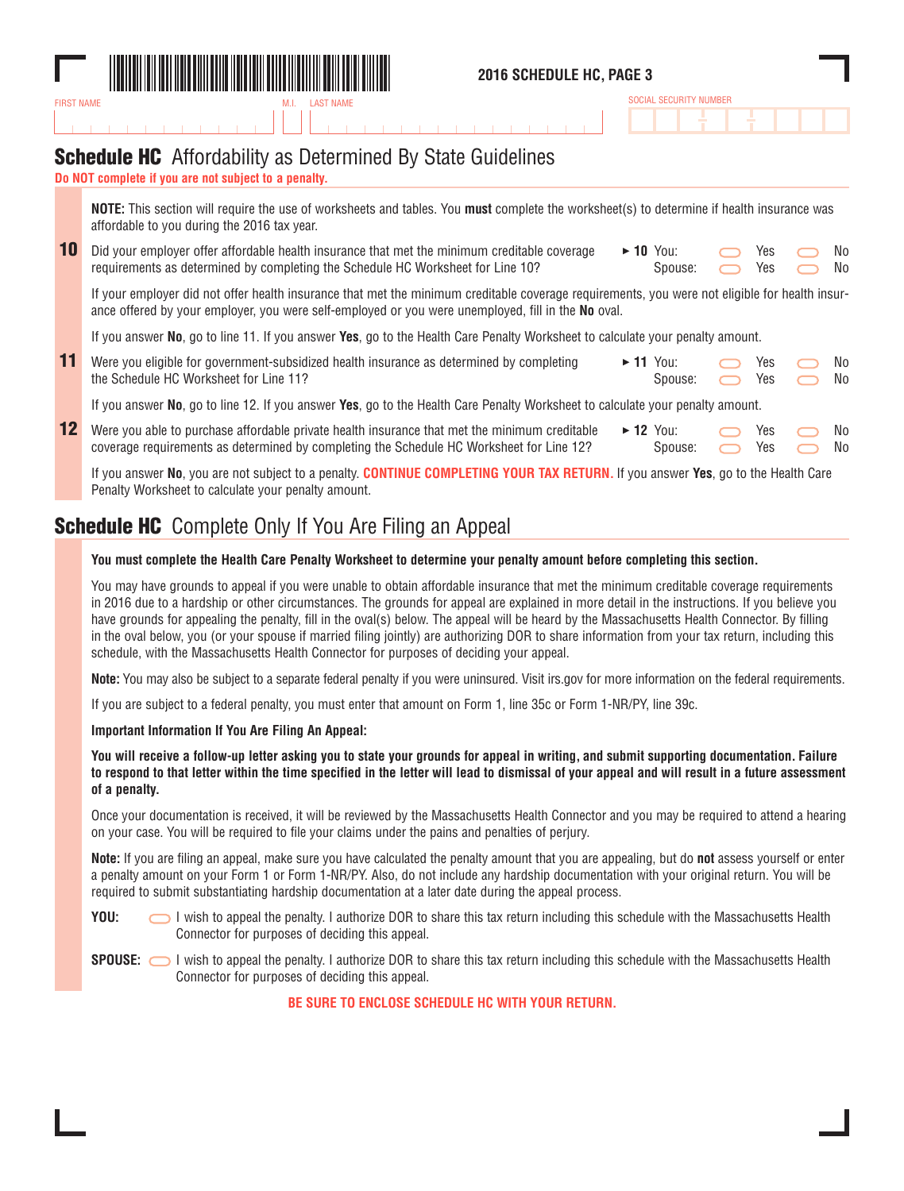2016 SCHEDULE HC, PAGE 3

FIRST NAME | M.I. | LAST NAME | SOCIAL SECURITY NUMBER

## Schedule HC Affordability as Determined By State Guidelines

**Do NOT complete if you are not subject to a penalty.**

**NOTE:** This section will require the use of worksheets and tables. You **must** complete the worksheet(s) to determine if health insurance was affordable to you during the 2016 tax year.

**10** Did your employer offer affordable health insurance that met the minimum creditable coverage requirements as determined by completing the Schedule HC Worksheet for Line 10?

► **10** You: ○ Yes ○ No
Spouse: ○ Yes ○ No

If your employer did not offer health insurance that met the minimum creditable coverage requirements, you were not eligible for health insurance offered by your employer, you were self-employed or you were unemployed, fill in the **No** oval.

If you answer **No**, go to line 11. If you answer **Yes**, go to the Health Care Penalty Worksheet to calculate your penalty amount.

**11** Were you eligible for government-subsidized health insurance as determined by completing the Schedule HC Worksheet for Line 11?

► **11** You: ○ Yes ○ No
Spouse: ○ Yes ○ No

If you answer **No**, go to line 12. If you answer **Yes**, go to the Health Care Penalty Worksheet to calculate your penalty amount.

**12** Were you able to purchase affordable private health insurance that met the minimum creditable coverage requirements as determined by completing the Schedule HC Worksheet for Line 12?

► **12** You: ○ Yes ○ No
Spouse: ○ Yes ○ No

If you answer **No**, you are not subject to a penalty. **CONTINUE COMPLETING YOUR TAX RETURN.** If you answer **Yes**, go to the Health Care Penalty Worksheet to calculate your penalty amount.

## Schedule HC Complete Only If You Are Filing an Appeal

**You must complete the Health Care Penalty Worksheet to determine your penalty amount before completing this section.**

You may have grounds to appeal if you were unable to obtain affordable insurance that met the minimum creditable coverage requirements in 2016 due to a hardship or other circumstances. The grounds for appeal are explained in more detail in the instructions. If you believe you have grounds for appealing the penalty, fill in the oval(s) below. The appeal will be heard by the Massachusetts Health Connector. By filling in the oval below, you (or your spouse if married filing jointly) are authorizing DOR to share information from your tax return, including this schedule, with the Massachusetts Health Connector for purposes of deciding your appeal.

**Note:** You may also be subject to a separate federal penalty if you were uninsured. Visit irs.gov for more information on the federal requirements.

If you are subject to a federal penalty, you must enter that amount on Form 1, line 35c or Form 1-NR/PY, line 39c.

**Important Information If You Are Filing An Appeal:**

**You will receive a follow-up letter asking you to state your grounds for appeal in writing, and submit supporting documentation. Failure to respond to that letter within the time specified in the letter will lead to dismissal of your appeal and will result in a future assessment of a penalty.**

Once your documentation is received, it will be reviewed by the Massachusetts Health Connector and you may be required to attend a hearing on your case. You will be required to file your claims under the pains and penalties of perjury.

**Note:** If you are filing an appeal, make sure you have calculated the penalty amount that you are appealing, but do **not** assess yourself or enter a penalty amount on your Form 1 or Form 1-NR/PY. Also, do not include any hardship documentation with your original return. You will be required to submit substantiating hardship documentation at a later date during the appeal process.

**YOU:** ○ I wish to appeal the penalty. I authorize DOR to share this tax return including this schedule with the Massachusetts Health Connector for purposes of deciding this appeal.

**SPOUSE:** ○ I wish to appeal the penalty. I authorize DOR to share this tax return including this schedule with the Massachusetts Health Connector for purposes of deciding this appeal.

**BE SURE TO ENCLOSE SCHEDULE HC WITH YOUR RETURN.**